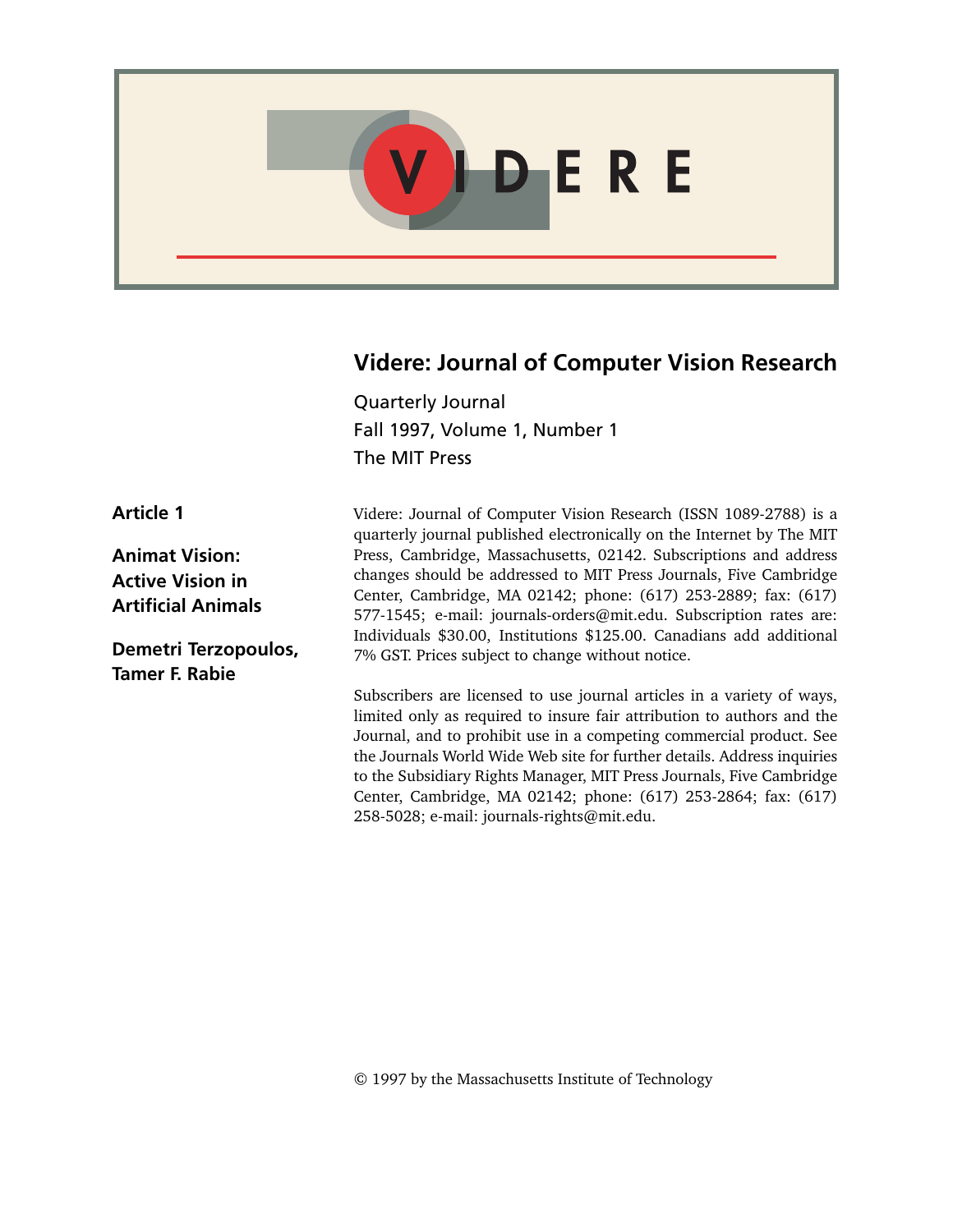# VIDERE

## Videre: Journal of Computer Vision Research

Quarterly Journal
Fall 1997, Volume 1, Number 1
The MIT Press

**Article 1**

**Animat Vision: Active Vision in Artificial Animals**

**Demetri Terzopoulos, Tamer F. Rabie**

Videre: Journal of Computer Vision Research (ISSN 1089-2788) is a quarterly journal published electronically on the Internet by The MIT Press, Cambridge, Massachusetts, 02142. Subscriptions and address changes should be addressed to MIT Press Journals, Five Cambridge Center, Cambridge, MA 02142; phone: (617) 253-2889; fax: (617) 577-1545; e-mail: journals-orders@mit.edu. Subscription rates are: Individuals $30.00, Institutions $125.00. Canadians add additional 7% GST. Prices subject to change without notice.

Subscribers are licensed to use journal articles in a variety of ways, limited only as required to insure fair attribution to authors and the Journal, and to prohibit use in a competing commercial product. See the Journals World Wide Web site for further details. Address inquiries to the Subsidiary Rights Manager, MIT Press Journals, Five Cambridge Center, Cambridge, MA 02142; phone: (617) 253-2864; fax: (617) 258-5028; e-mail: journals-rights@mit.edu.

© 1997 by the Massachusetts Institute of Technology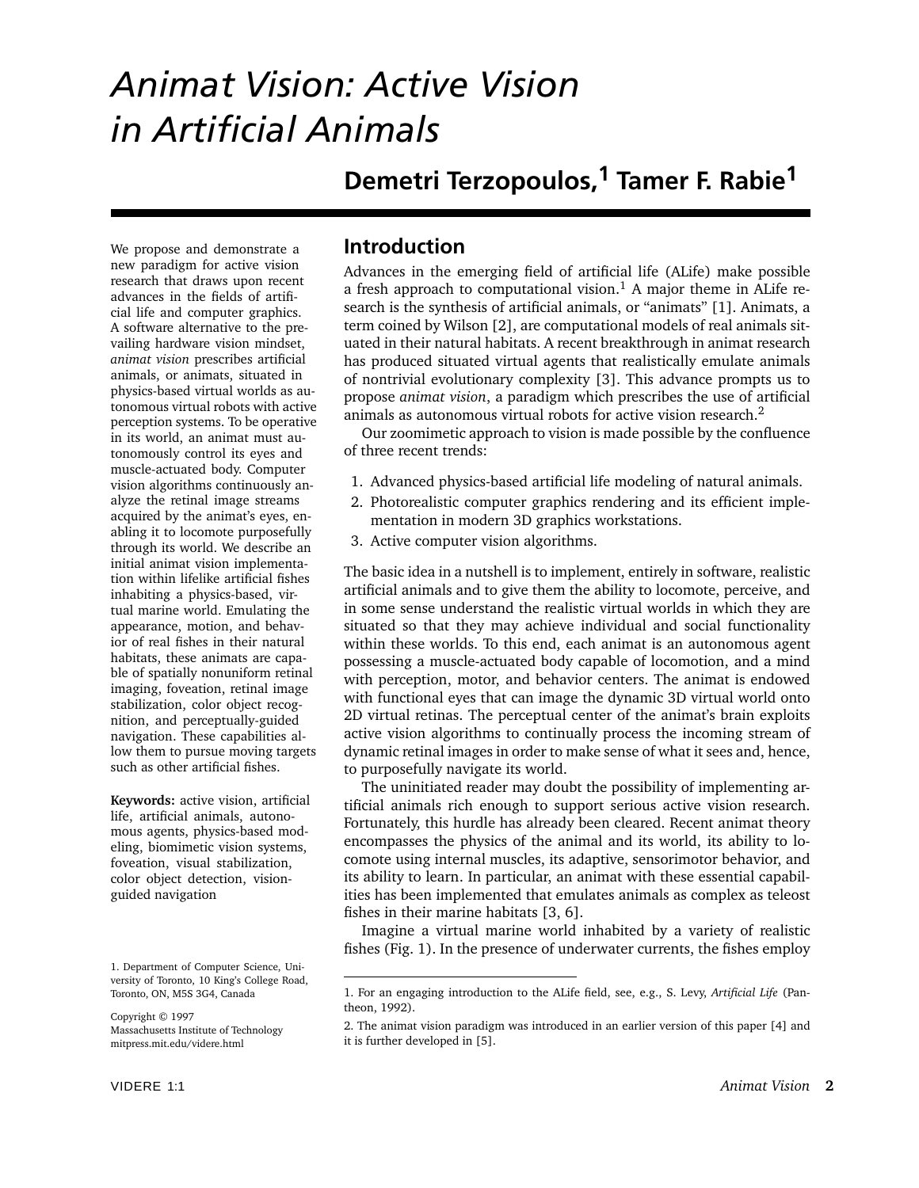# Animat Vision: Active Vision in Artificial Animals

## Demetri Terzopoulos,[1] Tamer F. Rabie[1]

We propose and demonstrate a new paradigm for active vision research that draws upon recent advances in the fields of artificial life and computer graphics. A software alternative to the prevailing hardware vision mindset, *animat vision* prescribes artificial animals, or animats, situated in physics-based virtual worlds as autonomous virtual robots with active perception systems. To be operative in its world, an animat must autonomously control its eyes and muscle-actuated body. Computer vision algorithms continuously analyze the retinal image streams acquired by the animat's eyes, enabling it to locomote purposefully through its world. We describe an initial animat vision implementation within lifelike artificial fishes inhabiting a physics-based, virtual marine world. Emulating the appearance, motion, and behavior of real fishes in their natural habitats, these animats are capable of spatially nonuniform retinal imaging, foveation, retinal image stabilization, color object recognition, and perceptually-guided navigation. These capabilities allow them to pursue moving targets such as other artificial fishes.

**Keywords:** active vision, artificial life, artificial animals, autonomous agents, physics-based modeling, biomimetic vision systems, foveation, visual stabilization, color object detection, vision-guided navigation

1. Department of Computer Science, University of Toronto, 10 King's College Road, Toronto, ON, M5S 3G4, Canada

Copyright © 1997
Massachusetts Institute of Technology
mitpress.mit.edu/videre.html

## Introduction

Advances in the emerging field of artificial life (ALife) make possible a fresh approach to computational vision.[1] A major theme in ALife research is the synthesis of artificial animals, or "animats" [1]. Animats, a term coined by Wilson [2], are computational models of real animals situated in their natural habitats. A recent breakthrough in animat research has produced situated virtual agents that realistically emulate animals of nontrivial evolutionary complexity [3]. This advance prompts us to propose *animat vision*, a paradigm which prescribes the use of artificial animals as autonomous virtual robots for active vision research.[2]

Our zoomimetic approach to vision is made possible by the confluence of three recent trends:

1. Advanced physics-based artificial life modeling of natural animals.
2. Photorealistic computer graphics rendering and its efficient implementation in modern 3D graphics workstations.
3. Active computer vision algorithms.

The basic idea in a nutshell is to implement, entirely in software, realistic artificial animals and to give them the ability to locomote, perceive, and in some sense understand the realistic virtual worlds in which they are situated so that they may achieve individual and social functionality within these worlds. To this end, each animat is an autonomous agent possessing a muscle-actuated body capable of locomotion, and a mind with perception, motor, and behavior centers. The animat is endowed with functional eyes that can image the dynamic 3D virtual world onto 2D virtual retinas. The perceptual center of the animat's brain exploits active vision algorithms to continually process the incoming stream of dynamic retinal images in order to make sense of what it sees and, hence, to purposefully navigate its world.

The uninitiated reader may doubt the possibility of implementing artificial animals rich enough to support serious active vision research. Fortunately, this hurdle has already been cleared. Recent animat theory encompasses the physics of the animal and its world, its ability to locomote using internal muscles, its adaptive, sensorimotor behavior, and its ability to learn. In particular, an animat with these essential capabilities has been implemented that emulates animals as complex as teleost fishes in their marine habitats [3, 6].

Imagine a virtual marine world inhabited by a variety of realistic fishes (Fig. 1). In the presence of underwater currents, the fishes employ

1. For an engaging introduction to the ALife field, see, e.g., S. Levy, *Artificial Life* (Pantheon, 1992).

2. The animat vision paradigm was introduced in an earlier version of this paper [4] and it is further developed in [5].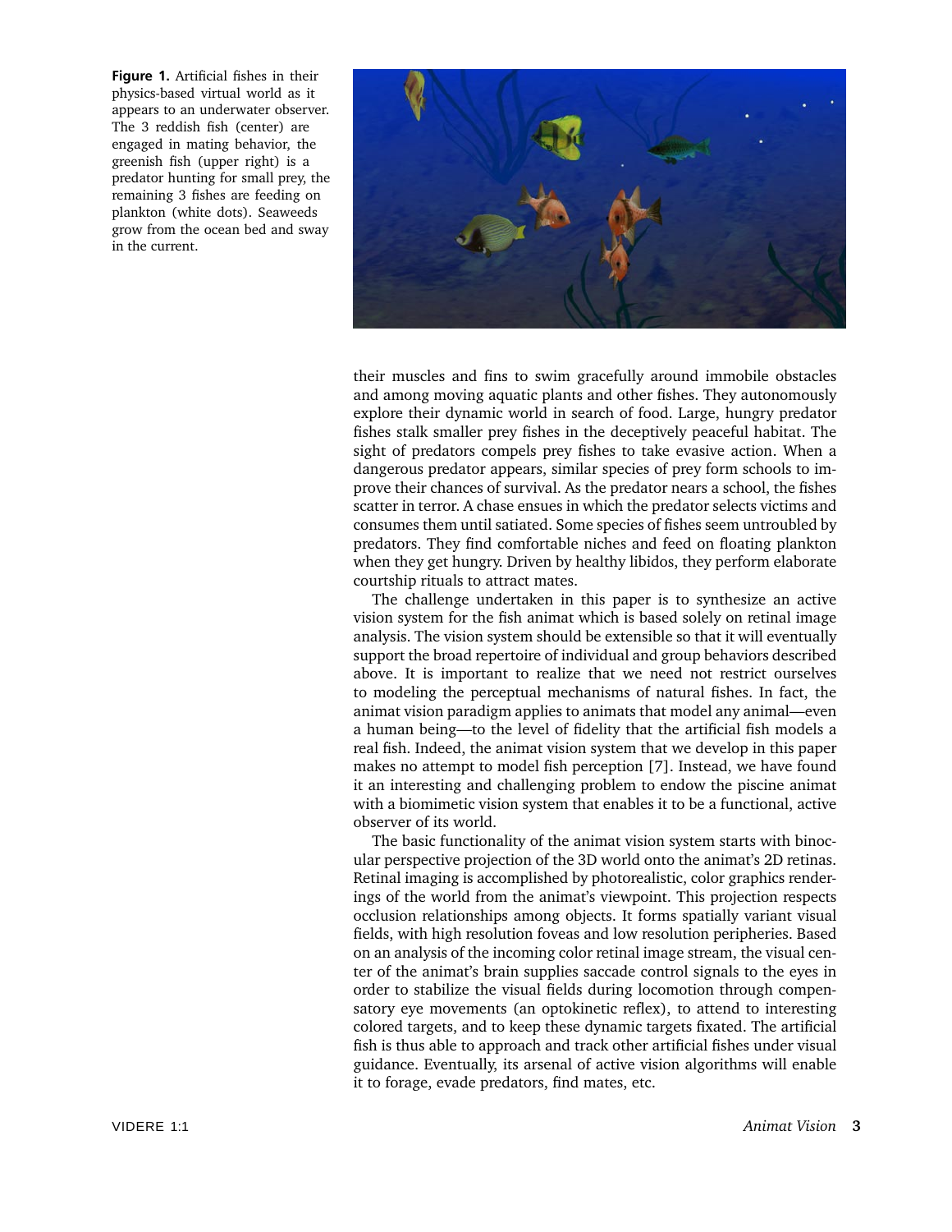**Figure 1.** Artificial fishes in their physics-based virtual world as it appears to an underwater observer. The 3 reddish fish (center) are engaged in mating behavior, the greenish fish (upper right) is a predator hunting for small prey, the remaining 3 fishes are feeding on plankton (white dots). Seaweeds grow from the ocean bed and sway in the current.

their muscles and fins to swim gracefully around immobile obstacles and among moving aquatic plants and other fishes. They autonomously explore their dynamic world in search of food. Large, hungry predator fishes stalk smaller prey fishes in the deceptively peaceful habitat. The sight of predators compels prey fishes to take evasive action. When a dangerous predator appears, similar species of prey form schools to improve their chances of survival. As the predator nears a school, the fishes scatter in terror. A chase ensues in which the predator selects victims and consumes them until satiated. Some species of fishes seem untroubled by predators. They find comfortable niches and feed on floating plankton when they get hungry. Driven by healthy libidos, they perform elaborate courtship rituals to attract mates.

The challenge undertaken in this paper is to synthesize an active vision system for the fish animat which is based solely on retinal image analysis. The vision system should be extensible so that it will eventually support the broad repertoire of individual and group behaviors described above. It is important to realize that we need not restrict ourselves to modeling the perceptual mechanisms of natural fishes. In fact, the animat vision paradigm applies to animats that model any animal—even a human being—to the level of fidelity that the artificial fish models a real fish. Indeed, the animat vision system that we develop in this paper makes no attempt to model fish perception [7]. Instead, we have found it an interesting and challenging problem to endow the piscine animat with a biomimetic vision system that enables it to be a functional, active observer of its world.

The basic functionality of the animat vision system starts with binocular perspective projection of the 3D world onto the animat's 2D retinas. Retinal imaging is accomplished by photorealistic, color graphics renderings of the world from the animat's viewpoint. This projection respects occlusion relationships among objects. It forms spatially variant visual fields, with high resolution foveas and low resolution peripheries. Based on an analysis of the incoming color retinal image stream, the visual center of the animat's brain supplies saccade control signals to the eyes in order to stabilize the visual fields during locomotion through compensatory eye movements (an optokinetic reflex), to attend to interesting colored targets, and to keep these dynamic targets fixated. The artificial fish is thus able to approach and track other artificial fishes under visual guidance. Eventually, its arsenal of active vision algorithms will enable it to forage, evade predators, find mates, etc.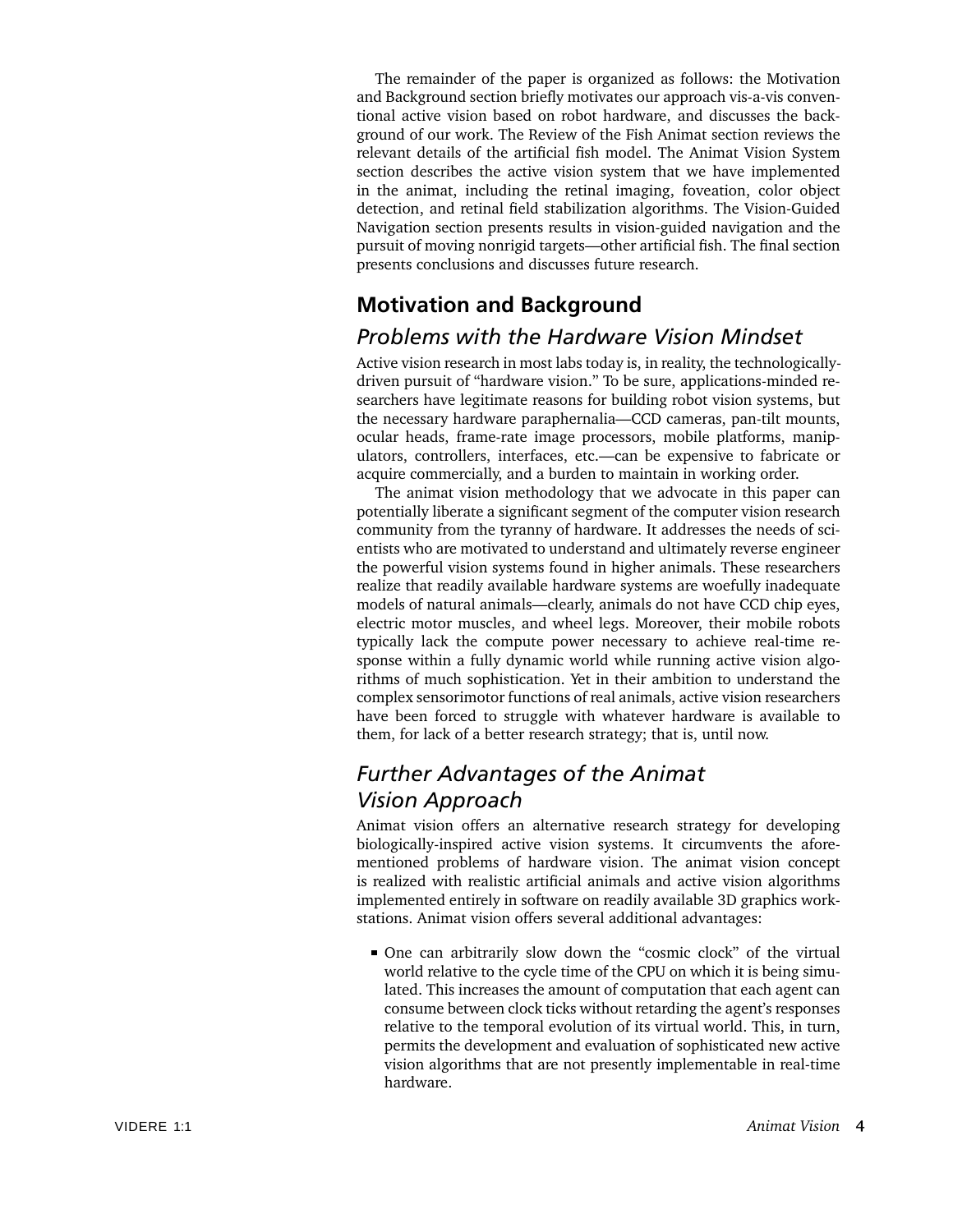The remainder of the paper is organized as follows: the Motivation and Background section briefly motivates our approach vis-a-vis conventional active vision based on robot hardware, and discusses the background of our work. The Review of the Fish Animat section reviews the relevant details of the artificial fish model. The Animat Vision System section describes the active vision system that we have implemented in the animat, including the retinal imaging, foveation, color object detection, and retinal field stabilization algorithms. The Vision-Guided Navigation section presents results in vision-guided navigation and the pursuit of moving nonrigid targets—other artificial fish. The final section presents conclusions and discusses future research.

## Motivation and Background

### *Problems with the Hardware Vision Mindset*

Active vision research in most labs today is, in reality, the technologically-driven pursuit of "hardware vision." To be sure, applications-minded researchers have legitimate reasons for building robot vision systems, but the necessary hardware paraphernalia—CCD cameras, pan-tilt mounts, ocular heads, frame-rate image processors, mobile platforms, manipulators, controllers, interfaces, etc.—can be expensive to fabricate or acquire commercially, and a burden to maintain in working order.

The animat vision methodology that we advocate in this paper can potentially liberate a significant segment of the computer vision research community from the tyranny of hardware. It addresses the needs of scientists who are motivated to understand and ultimately reverse engineer the powerful vision systems found in higher animals. These researchers realize that readily available hardware systems are woefully inadequate models of natural animals—clearly, animals do not have CCD chip eyes, electric motor muscles, and wheel legs. Moreover, their mobile robots typically lack the compute power necessary to achieve real-time response within a fully dynamic world while running active vision algorithms of much sophistication. Yet in their ambition to understand the complex sensorimotor functions of real animals, active vision researchers have been forced to struggle with whatever hardware is available to them, for lack of a better research strategy; that is, until now.

### *Further Advantages of the Animat Vision Approach*

Animat vision offers an alternative research strategy for developing biologically-inspired active vision systems. It circumvents the aforementioned problems of hardware vision. The animat vision concept is realized with realistic artificial animals and active vision algorithms implemented entirely in software on readily available 3D graphics workstations. Animat vision offers several additional advantages:

- One can arbitrarily slow down the "cosmic clock" of the virtual world relative to the cycle time of the CPU on which it is being simulated. This increases the amount of computation that each agent can consume between clock ticks without retarding the agent's responses relative to the temporal evolution of its virtual world. This, in turn, permits the development and evaluation of sophisticated new active vision algorithms that are not presently implementable in real-time hardware.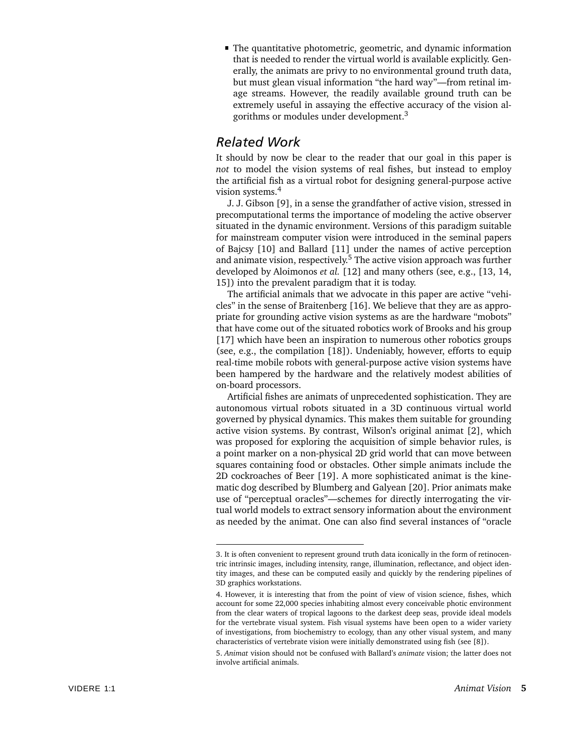- The quantitative photometric, geometric, and dynamic information that is needed to render the virtual world is available explicitly. Generally, the animats are privy to no environmental ground truth data, but must glean visual information "the hard way"—from retinal image streams. However, the readily available ground truth can be extremely useful in assaying the effective accuracy of the vision algorithms or modules under development.[3]

## Related Work

It should by now be clear to the reader that our goal in this paper is *not* to model the vision systems of real fishes, but instead to employ the artificial fish as a virtual robot for designing general-purpose active vision systems.[4]

J. J. Gibson [9], in a sense the grandfather of active vision, stressed in precomputational terms the importance of modeling the active observer situated in the dynamic environment. Versions of this paradigm suitable for mainstream computer vision were introduced in the seminal papers of Bajcsy [10] and Ballard [11] under the names of active perception and animate vision, respectively.[5] The active vision approach was further developed by Aloimonos *et al.* [12] and many others (see, e.g., [13, 14, 15]) into the prevalent paradigm that it is today.

The artificial animals that we advocate in this paper are active "vehicles" in the sense of Braitenberg [16]. We believe that they are as appropriate for grounding active vision systems as are the hardware "mobots" that have come out of the situated robotics work of Brooks and his group [17] which have been an inspiration to numerous other robotics groups (see, e.g., the compilation [18]). Undeniably, however, efforts to equip real-time mobile robots with general-purpose active vision systems have been hampered by the hardware and the relatively modest abilities of on-board processors.

Artificial fishes are animats of unprecedented sophistication. They are autonomous virtual robots situated in a 3D continuous virtual world governed by physical dynamics. This makes them suitable for grounding active vision systems. By contrast, Wilson's original animat [2], which was proposed for exploring the acquisition of simple behavior rules, is a point marker on a non-physical 2D grid world that can move between squares containing food or obstacles. Other simple animats include the 2D cockroaches of Beer [19]. A more sophisticated animat is the kinematic dog described by Blumberg and Galyean [20]. Prior animats make use of "perceptual oracles"—schemes for directly interrogating the virtual world models to extract sensory information about the environment as needed by the animat. One can also find several instances of "oracle

---

3. It is often convenient to represent ground truth data iconically in the form of retinocentric intrinsic images, including intensity, range, illumination, reflectance, and object identity images, and these can be computed easily and quickly by the rendering pipelines of 3D graphics workstations.

4. However, it is interesting that from the point of view of vision science, fishes, which account for some 22,000 species inhabiting almost every conceivable photic environment from the clear waters of tropical lagoons to the darkest deep seas, provide ideal models for the vertebrate visual system. Fish visual systems have been open to a wider variety of investigations, from biochemistry to ecology, than any other visual system, and many characteristics of vertebrate vision were initially demonstrated using fish (see [8]).

5. *Animat* vision should not be confused with Ballard's *animate* vision; the latter does not involve artificial animals.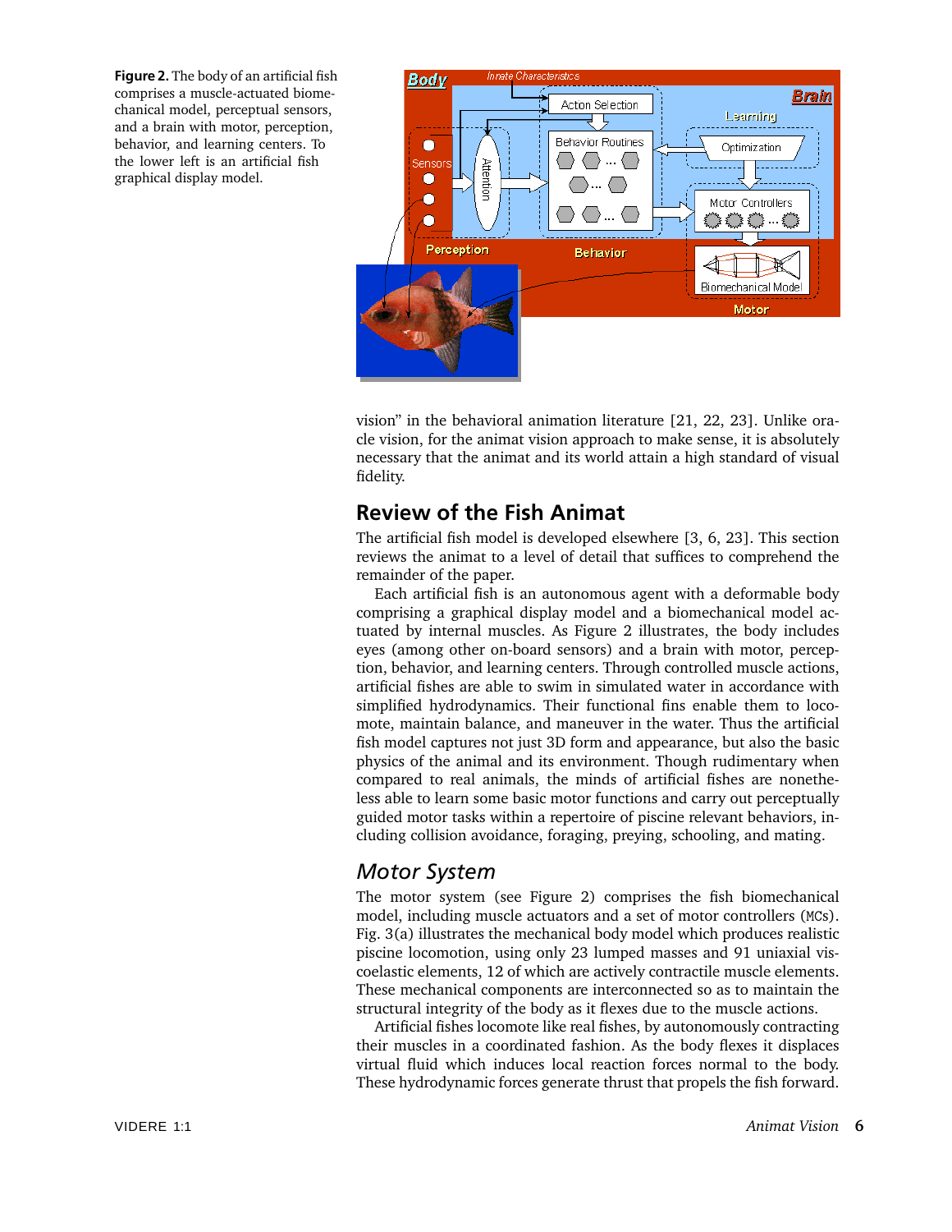**Figure 2.** The body of an artificial fish comprises a muscle-actuated biomechanical model, perceptual sensors, and a brain with motor, perception, behavior, and learning centers. To the lower left is an artificial fish graphical display model.

vision" in the behavioral animation literature [21, 22, 23]. Unlike oracle vision, for the animat vision approach to make sense, it is absolutely necessary that the animat and its world attain a high standard of visual fidelity.

## Review of the Fish Animat

The artificial fish model is developed elsewhere [3, 6, 23]. This section reviews the animat to a level of detail that suffices to comprehend the remainder of the paper.

Each artificial fish is an autonomous agent with a deformable body comprising a graphical display model and a biomechanical model actuated by internal muscles. As Figure 2 illustrates, the body includes eyes (among other on-board sensors) and a brain with motor, perception, behavior, and learning centers. Through controlled muscle actions, artificial fishes are able to swim in simulated water in accordance with simplified hydrodynamics. Their functional fins enable them to locomote, maintain balance, and maneuver in the water. Thus the artificial fish model captures not just 3D form and appearance, but also the basic physics of the animal and its environment. Though rudimentary when compared to real animals, the minds of artificial fishes are nonetheless able to learn some basic motor functions and carry out perceptually guided motor tasks within a repertoire of piscine relevant behaviors, including collision avoidance, foraging, preying, schooling, and mating.

### *Motor System*

The motor system (see Figure 2) comprises the fish biomechanical model, including muscle actuators and a set of motor controllers (MCs). Fig. 3(a) illustrates the mechanical body model which produces realistic piscine locomotion, using only 23 lumped masses and 91 uniaxial viscoelastic elements, 12 of which are actively contractile muscle elements. These mechanical components are interconnected so as to maintain the structural integrity of the body as it flexes due to the muscle actions.

Artificial fishes locomote like real fishes, by autonomously contracting their muscles in a coordinated fashion. As the body flexes it displaces virtual fluid which induces local reaction forces normal to the body. These hydrodynamic forces generate thrust that propels the fish forward.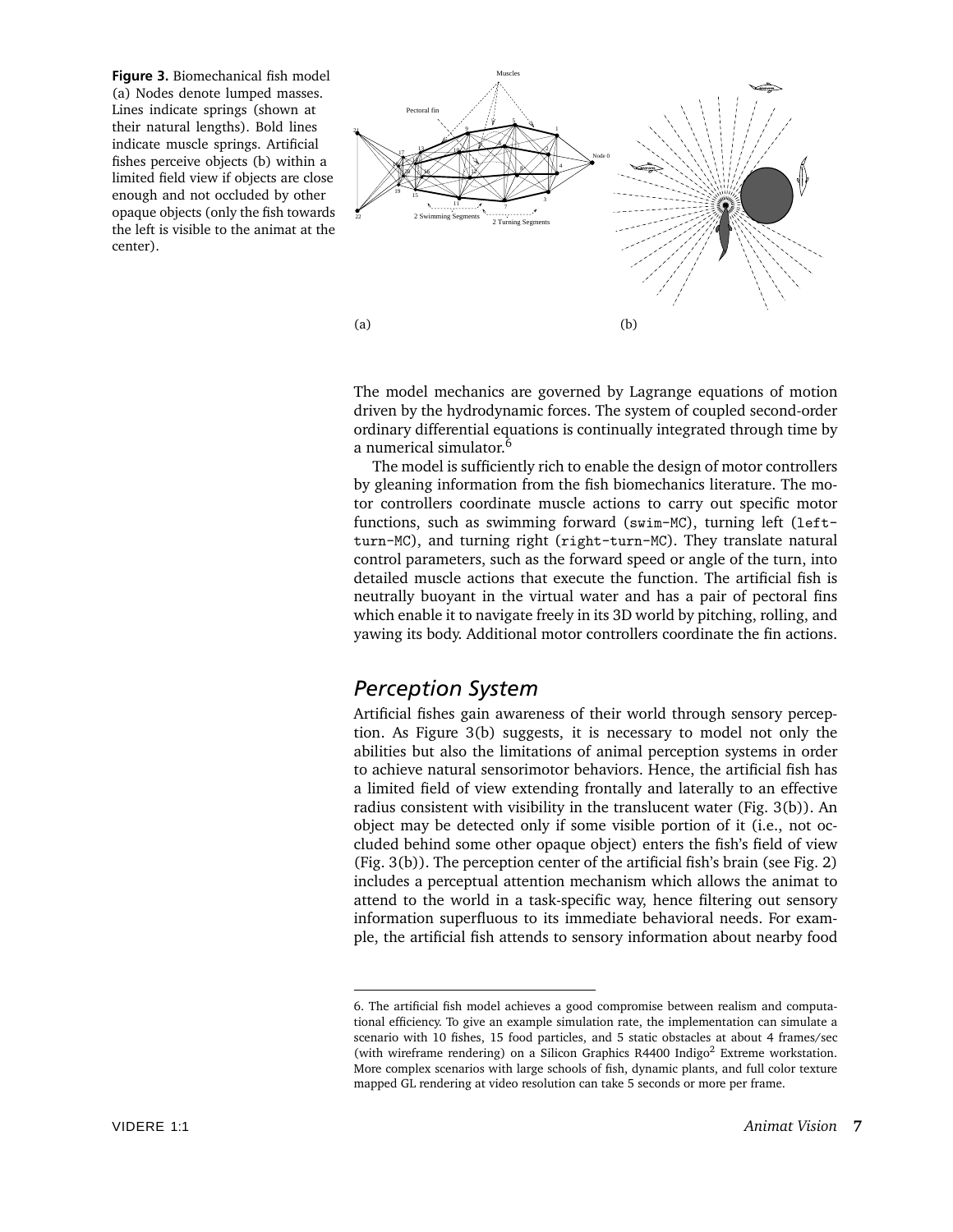**Figure 3.** Biomechanical fish model (a) Nodes denote lumped masses. Lines indicate springs (shown at their natural lengths). Bold lines indicate muscle springs. Artificial fishes perceive objects (b) within a limited field view if objects are close enough and not occluded by other opaque objects (only the fish towards the left is visible to the animat at the center).

The model mechanics are governed by Lagrange equations of motion driven by the hydrodynamic forces. The system of coupled second-order ordinary differential equations is continually integrated through time by a numerical simulator.[6]

The model is sufficiently rich to enable the design of motor controllers by gleaning information from the fish biomechanics literature. The motor controllers coordinate muscle actions to carry out specific motor functions, such as swimming forward (`swim-MC`), turning left (`left-turn-MC`), and turning right (`right-turn-MC`). They translate natural control parameters, such as the forward speed or angle of the turn, into detailed muscle actions that execute the function. The artificial fish is neutrally buoyant in the virtual water and has a pair of pectoral fins which enable it to navigate freely in its 3D world by pitching, rolling, and yawing its body. Additional motor controllers coordinate the fin actions.

## *Perception System*

Artificial fishes gain awareness of their world through sensory perception. As Figure 3(b) suggests, it is necessary to model not only the abilities but also the limitations of animal perception systems in order to achieve natural sensorimotor behaviors. Hence, the artificial fish has a limited field of view extending frontally and laterally to an effective radius consistent with visibility in the translucent water (Fig. 3(b)). An object may be detected only if some visible portion of it (i.e., not occluded behind some other opaque object) enters the fish's field of view (Fig. 3(b)). The perception center of the artificial fish's brain (see Fig. 2) includes a perceptual attention mechanism which allows the animat to attend to the world in a task-specific way, hence filtering out sensory information superfluous to its immediate behavioral needs. For example, the artificial fish attends to sensory information about nearby food

6. The artificial fish model achieves a good compromise between realism and computational efficiency. To give an example simulation rate, the implementation can simulate a scenario with 10 fishes, 15 food particles, and 5 static obstacles at about 4 frames/sec (with wireframe rendering) on a Silicon Graphics R4400 Indigo$^2$ Extreme workstation. More complex scenarios with large schools of fish, dynamic plants, and full color texture mapped GL rendering at video resolution can take 5 seconds or more per frame.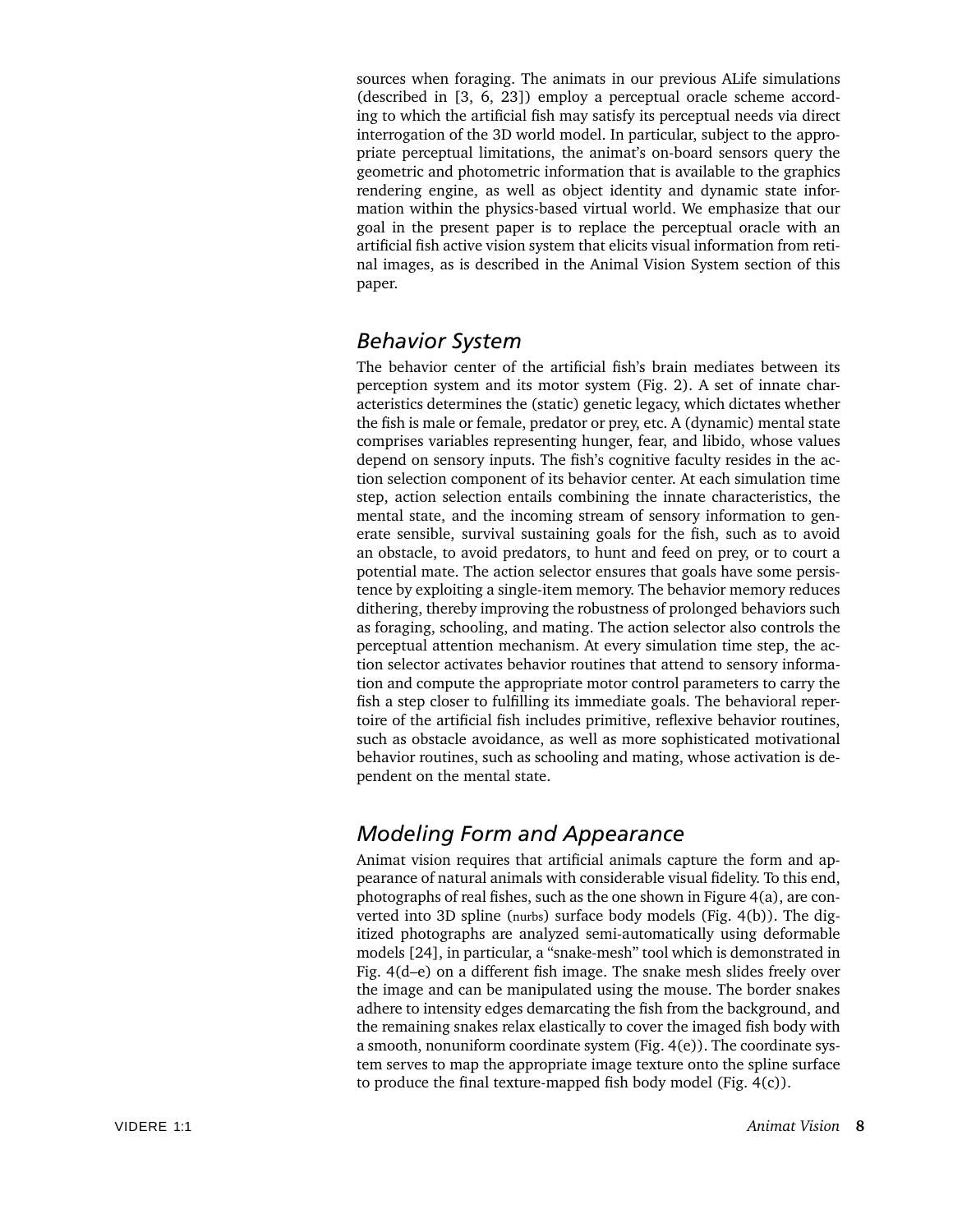sources when foraging. The animats in our previous ALife simulations (described in [3, 6, 23]) employ a perceptual oracle scheme according to which the artificial fish may satisfy its perceptual needs via direct interrogation of the 3D world model. In particular, subject to the appropriate perceptual limitations, the animat's on-board sensors query the geometric and photometric information that is available to the graphics rendering engine, as well as object identity and dynamic state information within the physics-based virtual world. We emphasize that our goal in the present paper is to replace the perceptual oracle with an artificial fish active vision system that elicits visual information from retinal images, as is described in the Animal Vision System section of this paper.

## *Behavior System*

The behavior center of the artificial fish's brain mediates between its perception system and its motor system (Fig. 2). A set of innate characteristics determines the (static) genetic legacy, which dictates whether the fish is male or female, predator or prey, etc. A (dynamic) mental state comprises variables representing hunger, fear, and libido, whose values depend on sensory inputs. The fish's cognitive faculty resides in the action selection component of its behavior center. At each simulation time step, action selection entails combining the innate characteristics, the mental state, and the incoming stream of sensory information to generate sensible, survival sustaining goals for the fish, such as to avoid an obstacle, to avoid predators, to hunt and feed on prey, or to court a potential mate. The action selector ensures that goals have some persistence by exploiting a single-item memory. The behavior memory reduces dithering, thereby improving the robustness of prolonged behaviors such as foraging, schooling, and mating. The action selector also controls the perceptual attention mechanism. At every simulation time step, the action selector activates behavior routines that attend to sensory information and compute the appropriate motor control parameters to carry the fish a step closer to fulfilling its immediate goals. The behavioral repertoire of the artificial fish includes primitive, reflexive behavior routines, such as obstacle avoidance, as well as more sophisticated motivational behavior routines, such as schooling and mating, whose activation is dependent on the mental state.

## *Modeling Form and Appearance*

Animat vision requires that artificial animals capture the form and appearance of natural animals with considerable visual fidelity. To this end, photographs of real fishes, such as the one shown in Figure 4(a), are converted into 3D spline (nurbs) surface body models (Fig. 4(b)). The digitized photographs are analyzed semi-automatically using deformable models [24], in particular, a "snake-mesh" tool which is demonstrated in Fig. 4(d–e) on a different fish image. The snake mesh slides freely over the image and can be manipulated using the mouse. The border snakes adhere to intensity edges demarcating the fish from the background, and the remaining snakes relax elastically to cover the imaged fish body with a smooth, nonuniform coordinate system (Fig. 4(e)). The coordinate system serves to map the appropriate image texture onto the spline surface to produce the final texture-mapped fish body model (Fig. 4(c)).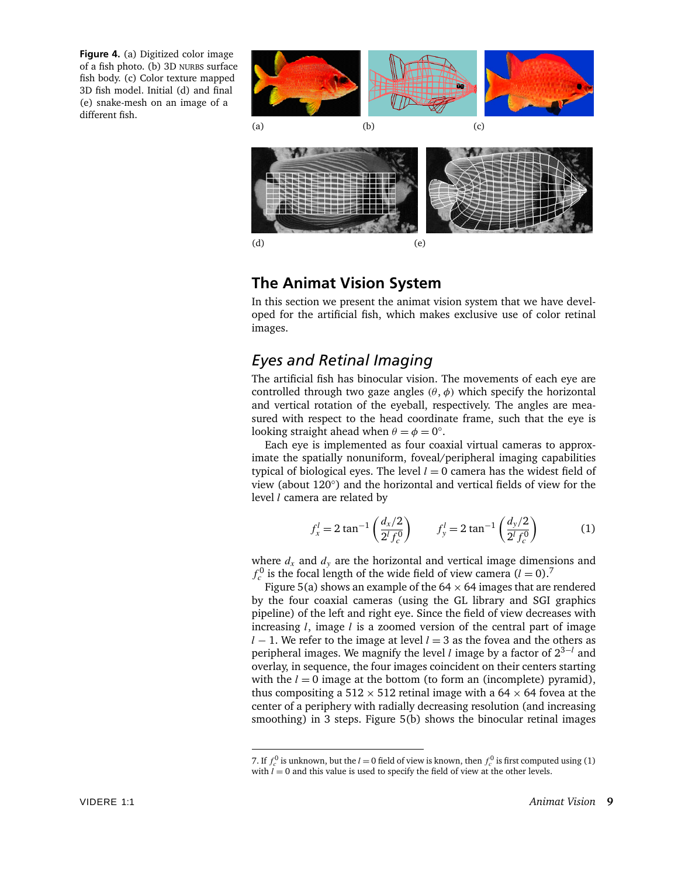**Figure 4.** (a) Digitized color image of a fish photo. (b) 3D NURBS surface fish body. (c) Color texture mapped 3D fish model. Initial (d) and final (e) snake-mesh on an image of a different fish.

## The Animat Vision System

In this section we present the animat vision system that we have developed for the artificial fish, which makes exclusive use of color retinal images.

### *Eyes and Retinal Imaging*

The artificial fish has binocular vision. The movements of each eye are controlled through two gaze angles $(\theta, \phi)$ which specify the horizontal and vertical rotation of the eyeball, respectively. The angles are measured with respect to the head coordinate frame, such that the eye is looking straight ahead when $\theta = \phi = 0°$.

Each eye is implemented as four coaxial virtual cameras to approximate the spatially nonuniform, foveal/peripheral imaging capabilities typical of biological eyes. The level $l = 0$ camera has the widest field of view (about 120°) and the horizontal and vertical fields of view for the level $l$ camera are related by

$$f_x^l = 2\tan^{-1}\left(\frac{d_x/2}{2^l f_c^0}\right) \qquad f_y^l = 2\tan^{-1}\left(\frac{d_y/2}{2^l f_c^0}\right) \tag{1}$$

where $d_x$ and $d_y$ are the horizontal and vertical image dimensions and $f_c^0$ is the focal length of the wide field of view camera $(l = 0)$.[7]

Figure 5(a) shows an example of the $64 \times 64$ images that are rendered by the four coaxial cameras (using the GL library and SGI graphics pipeline) of the left and right eye. Since the field of view decreases with increasing $l$, image $l$ is a zoomed version of the central part of image $l - 1$. We refer to the image at level $l = 3$ as the fovea and the others as peripheral images. We magnify the level $l$ image by a factor of $2^{3-l}$ and overlay, in sequence, the four images coincident on their centers starting with the $l = 0$ image at the bottom (to form an (incomplete) pyramid), thus compositing a $512 \times 512$ retinal image with a $64 \times 64$ fovea at the center of a periphery with radially decreasing resolution (and increasing smoothing) in 3 steps. Figure 5(b) shows the binocular retinal images

---

7. If $f_c^0$ is unknown, but the $l = 0$ field of view is known, then $f_c^0$ is first computed using (1) with $l = 0$ and this value is used to specify the field of view at the other levels.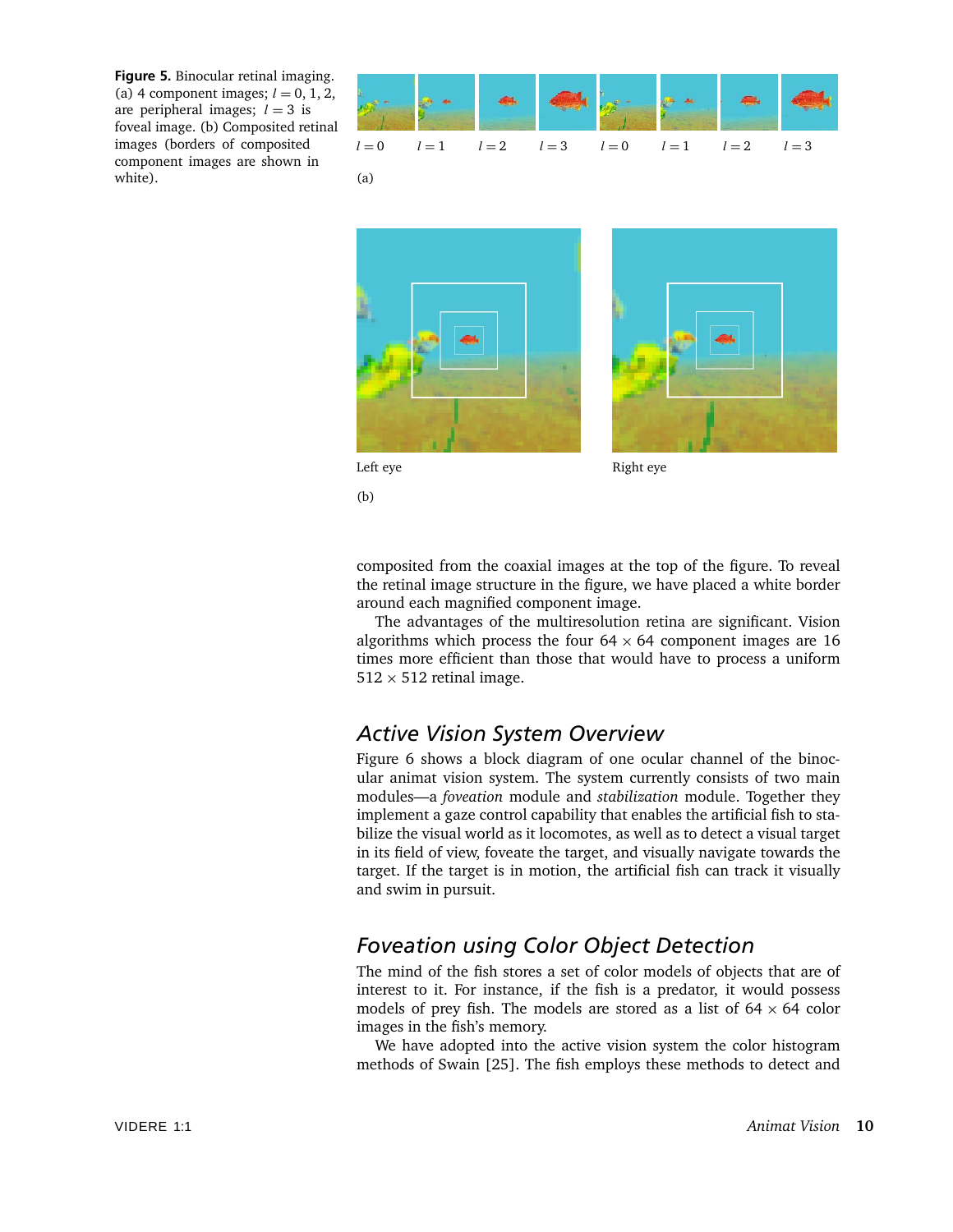**Figure 5.** Binocular retinal imaging. (a) 4 component images; $l = 0, 1, 2$, are peripheral images; $l = 3$ is foveal image. (b) Composited retinal images (borders of composited component images are shown in white).

$l = 0$ $l = 1$ $l = 2$ $l = 3$ $l = 0$ $l = 1$ $l = 2$ $l = 3$

(a)

Left eye Right eye

(b)

composited from the coaxial images at the top of the figure. To reveal the retinal image structure in the figure, we have placed a white border around each magnified component image.

The advantages of the multiresolution retina are significant. Vision algorithms which process the four $64 \times 64$ component images are 16 times more efficient than those that would have to process a uniform $512 \times 512$ retinal image.

## *Active Vision System Overview*

Figure 6 shows a block diagram of one ocular channel of the binocular animat vision system. The system currently consists of two main modules—a *foveation* module and *stabilization* module. Together they implement a gaze control capability that enables the artificial fish to stabilize the visual world as it locomotes, as well as to detect a visual target in its field of view, foveate the target, and visually navigate towards the target. If the target is in motion, the artificial fish can track it visually and swim in pursuit.

## *Foveation using Color Object Detection*

The mind of the fish stores a set of color models of objects that are of interest to it. For instance, if the fish is a predator, it would possess models of prey fish. The models are stored as a list of $64 \times 64$ color images in the fish's memory.

We have adopted into the active vision system the color histogram methods of Swain [25]. The fish employs these methods to detect and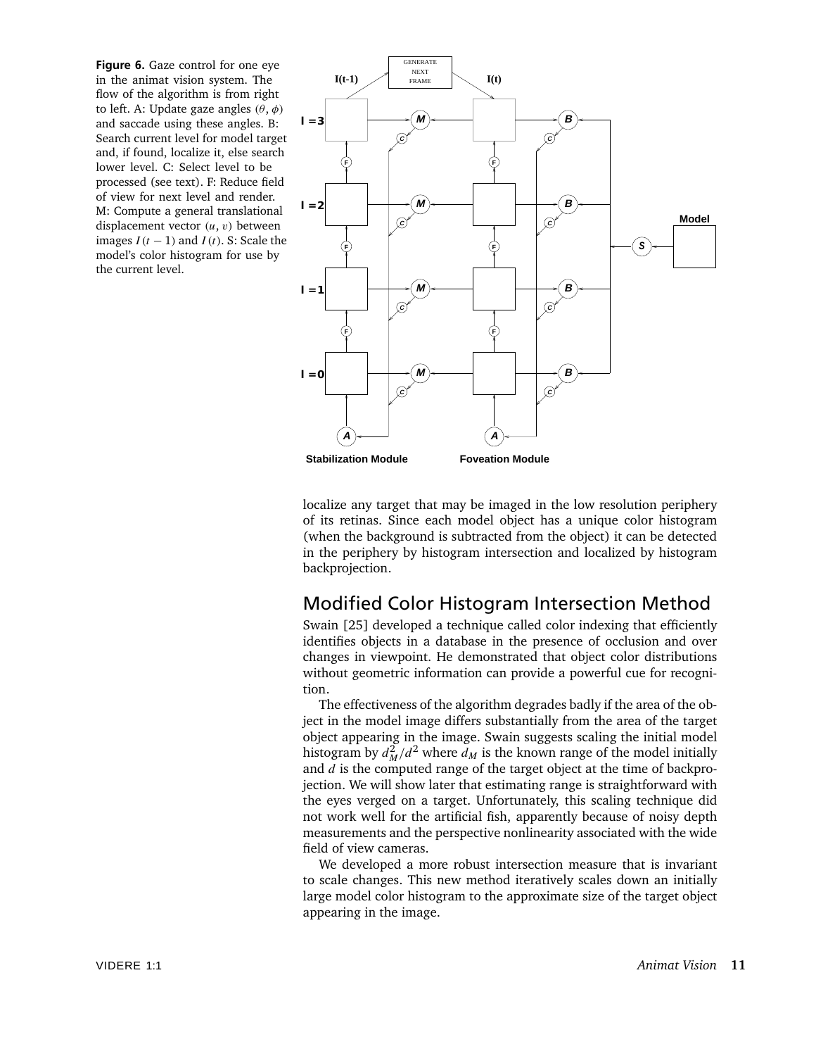**Figure 6.** Gaze control for one eye in the animat vision system. The flow of the algorithm is from right to left. A: Update gaze angles $(\theta, \phi)$ and saccade using these angles. B: Search current level for model target and, if found, localize it, else search lower level. C: Select level to be processed (see text). F: Reduce field of view for next level and render. M: Compute a general translational displacement vector $(u, v)$ between images $I(t-1)$ and $I(t)$. S: Scale the model's color histogram for use by the current level.

localize any target that may be imaged in the low resolution periphery of its retinas. Since each model object has a unique color histogram (when the background is subtracted from the object) it can be detected in the periphery by histogram intersection and localized by histogram backprojection.

## Modified Color Histogram Intersection Method

Swain [25] developed a technique called color indexing that efficiently identifies objects in a database in the presence of occlusion and over changes in viewpoint. He demonstrated that object color distributions without geometric information can provide a powerful cue for recognition.

The effectiveness of the algorithm degrades badly if the area of the object in the model image differs substantially from the area of the target object appearing in the image. Swain suggests scaling the initial model histogram by $d_M^2/d^2$ where $d_M$ is the known range of the model initially and $d$ is the computed range of the target object at the time of backprojection. We will show later that estimating range is straightforward with the eyes verged on a target. Unfortunately, this scaling technique did not work well for the artificial fish, apparently because of noisy depth measurements and the perspective nonlinearity associated with the wide field of view cameras.

We developed a more robust intersection measure that is invariant to scale changes. This new method iteratively scales down an initially large model color histogram to the approximate size of the target object appearing in the image.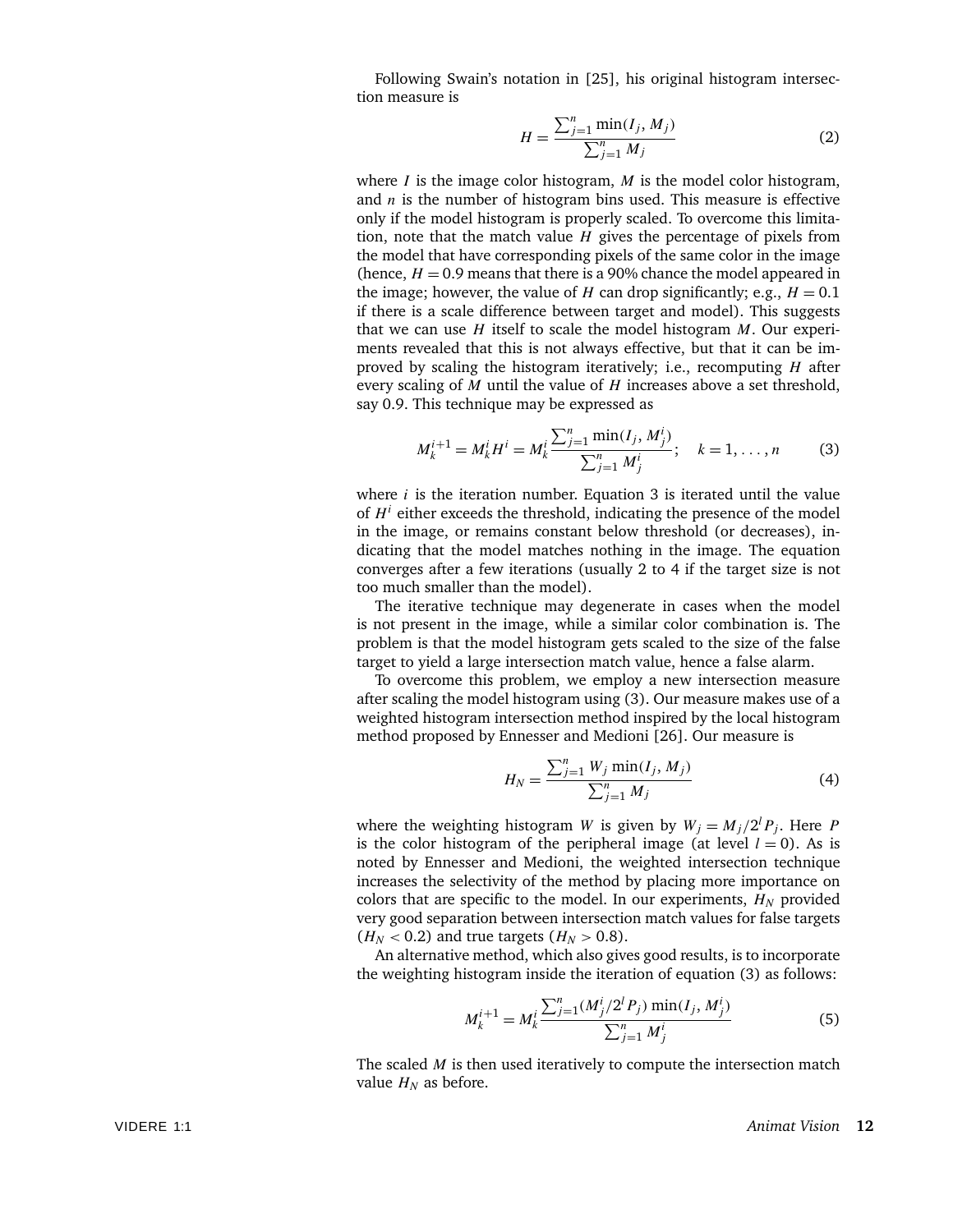Following Swain's notation in [25], his original histogram intersection measure is

$$H = \frac{\sum_{j=1}^{n} \min(I_j, M_j)}{\sum_{j=1}^{n} M_j} \tag{2}$$

where $I$ is the image color histogram, $M$ is the model color histogram, and $n$ is the number of histogram bins used. This measure is effective only if the model histogram is properly scaled. To overcome this limitation, note that the match value $H$ gives the percentage of pixels from the model that have corresponding pixels of the same color in the image (hence, $H = 0.9$ means that there is a 90% chance the model appeared in the image; however, the value of $H$ can drop significantly; e.g., $H = 0.1$ if there is a scale difference between target and model). This suggests that we can use $H$ itself to scale the model histogram $M$. Our experiments revealed that this is not always effective, but that it can be improved by scaling the histogram iteratively; i.e., recomputing $H$ after every scaling of $M$ until the value of $H$ increases above a set threshold, say 0.9. This technique may be expressed as

$$M_k^{i+1} = M_k^i H^i = M_k^i \frac{\sum_{j=1}^{n} \min(I_j, M_j^i)}{\sum_{j=1}^{n} M_j^i}; \quad k = 1, \ldots, n \tag{3}$$

where $i$ is the iteration number. Equation 3 is iterated until the value of $H^i$ either exceeds the threshold, indicating the presence of the model in the image, or remains constant below threshold (or decreases), indicating that the model matches nothing in the image. The equation converges after a few iterations (usually 2 to 4 if the target size is not too much smaller than the model).

The iterative technique may degenerate in cases when the model is not present in the image, while a similar color combination is. The problem is that the model histogram gets scaled to the size of the false target to yield a large intersection match value, hence a false alarm.

To overcome this problem, we employ a new intersection measure after scaling the model histogram using (3). Our measure makes use of a weighted histogram intersection method inspired by the local histogram method proposed by Ennesser and Medioni [26]. Our measure is

$$H_N = \frac{\sum_{j=1}^{n} W_j \min(I_j, M_j)}{\sum_{j=1}^{n} M_j} \tag{4}$$

where the weighting histogram $W$ is given by $W_j = M_j / 2^l P_j$. Here $P$ is the color histogram of the peripheral image (at level $l = 0$). As is noted by Ennesser and Medioni, the weighted intersection technique increases the selectivity of the method by placing more importance on colors that are specific to the model. In our experiments, $H_N$ provided very good separation between intersection match values for false targets ($H_N < 0.2$) and true targets ($H_N > 0.8$).

An alternative method, which also gives good results, is to incorporate the weighting histogram inside the iteration of equation (3) as follows:

$$M_k^{i+1} = M_k^i \frac{\sum_{j=1}^{n} (M_j^i / 2^l P_j) \min(I_j, M_j^i)}{\sum_{j=1}^{n} M_j^i} \tag{5}$$

The scaled $M$ is then used iteratively to compute the intersection match value $H_N$ as before.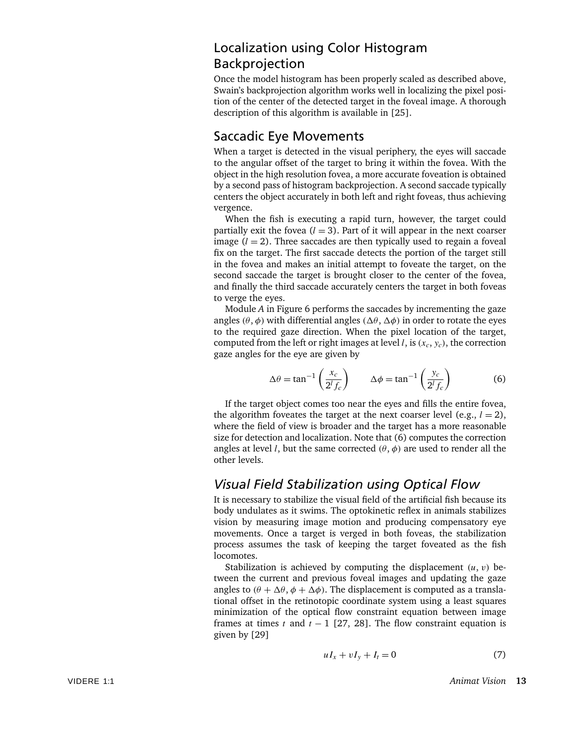## Localization using Color Histogram Backprojection

Once the model histogram has been properly scaled as described above, Swain's backprojection algorithm works well in localizing the pixel position of the center of the detected target in the foveal image. A thorough description of this algorithm is available in [25].

## Saccadic Eye Movements

When a target is detected in the visual periphery, the eyes will saccade to the angular offset of the target to bring it within the fovea. With the object in the high resolution fovea, a more accurate foveation is obtained by a second pass of histogram backprojection. A second saccade typically centers the object accurately in both left and right foveas, thus achieving vergence.

When the fish is executing a rapid turn, however, the target could partially exit the fovea ($l = 3$). Part of it will appear in the next coarser image ($l = 2$). Three saccades are then typically used to regain a foveal fix on the target. The first saccade detects the portion of the target still in the fovea and makes an initial attempt to foveate the target, on the second saccade the target is brought closer to the center of the fovea, and finally the third saccade accurately centers the target in both foveas to verge the eyes.

Module *A* in Figure 6 performs the saccades by incrementing the gaze angles $(\theta, \phi)$ with differential angles $(\Delta\theta, \Delta\phi)$ in order to rotate the eyes to the required gaze direction. When the pixel location of the target, computed from the left or right images at level $l$, is $(x_c, y_c)$, the correction gaze angles for the eye are given by

$$\Delta\theta = \tan^{-1}\left(\frac{x_c}{2^l f_c}\right) \qquad \Delta\phi = \tan^{-1}\left(\frac{y_c}{2^l f_c}\right) \tag{6}$$

If the target object comes too near the eyes and fills the entire fovea, the algorithm foveates the target at the next coarser level (e.g., $l = 2$), where the field of view is broader and the target has a more reasonable size for detection and localization. Note that (6) computes the correction angles at level $l$, but the same corrected $(\theta, \phi)$ are used to render all the other levels.

## *Visual Field Stabilization using Optical Flow*

It is necessary to stabilize the visual field of the artificial fish because its body undulates as it swims. The optokinetic reflex in animals stabilizes vision by measuring image motion and producing compensatory eye movements. Once a target is verged in both foveas, the stabilization process assumes the task of keeping the target foveated as the fish locomotes.

Stabilization is achieved by computing the displacement $(u, v)$ between the current and previous foveal images and updating the gaze angles to $(\theta + \Delta\theta, \phi + \Delta\phi)$. The displacement is computed as a translational offset in the retinotopic coordinate system using a least squares minimization of the optical flow constraint equation between image frames at times $t$ and $t - 1$ [27, 28]. The flow constraint equation is given by [29]

$$uI_x + vI_y + I_t = 0 \tag{7}$$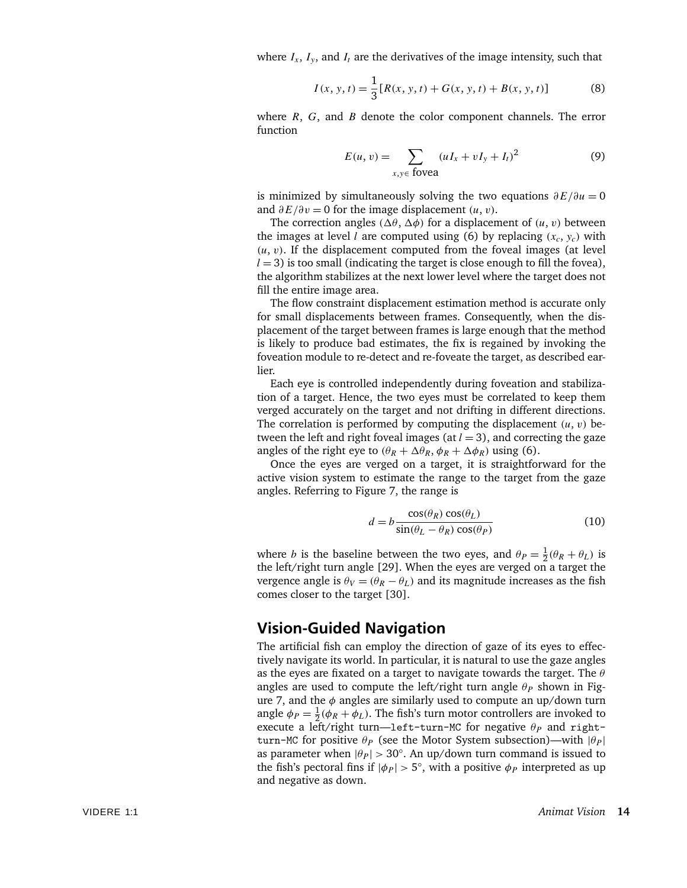where $I_x$, $I_y$, and $I_t$ are the derivatives of the image intensity, such that

$$I(x, y, t) = \frac{1}{3}[R(x, y, t) + G(x, y, t) + B(x, y, t)] \tag{8}$$

where $R$, $G$, and $B$ denote the color component channels. The error function

$$E(u, v) = \sum_{x,y \in \text{ fovea}} (uI_x + vI_y + I_t)^2 \tag{9}$$

is minimized by simultaneously solving the two equations $\partial E/\partial u = 0$ and $\partial E/\partial v = 0$ for the image displacement $(u, v)$.

The correction angles $(\Delta\theta, \Delta\phi)$ for a displacement of $(u, v)$ between the images at level $l$ are computed using (6) by replacing $(x_c, y_c)$ with $(u, v)$. If the displacement computed from the foveal images (at level $l = 3$) is too small (indicating the target is close enough to fill the fovea), the algorithm stabilizes at the next lower level where the target does not fill the entire image area.

The flow constraint displacement estimation method is accurate only for small displacements between frames. Consequently, when the displacement of the target between frames is large enough that the method is likely to produce bad estimates, the fix is regained by invoking the foveation module to re-detect and re-foveate the target, as described earlier.

Each eye is controlled independently during foveation and stabilization of a target. Hence, the two eyes must be correlated to keep them verged accurately on the target and not drifting in different directions. The correlation is performed by computing the displacement $(u, v)$ between the left and right foveal images (at $l = 3$), and correcting the gaze angles of the right eye to $(\theta_R + \Delta\theta_R, \phi_R + \Delta\phi_R)$ using (6).

Once the eyes are verged on a target, it is straightforward for the active vision system to estimate the range to the target from the gaze angles. Referring to Figure 7, the range is

$$d = b\frac{\cos(\theta_R)\cos(\theta_L)}{\sin(\theta_L - \theta_R)\cos(\theta_P)} \tag{10}$$

where $b$ is the baseline between the two eyes, and $\theta_P = \frac{1}{2}(\theta_R + \theta_L)$ is the left/right turn angle [29]. When the eyes are verged on a target the vergence angle is $\theta_V = (\theta_R - \theta_L)$ and its magnitude increases as the fish comes closer to the target [30].

## Vision-Guided Navigation

The artificial fish can employ the direction of gaze of its eyes to effectively navigate its world. In particular, it is natural to use the gaze angles as the eyes are fixated on a target to navigate towards the target. The $\theta$ angles are used to compute the left/right turn angle $\theta_P$ shown in Figure 7, and the $\phi$ angles are similarly used to compute an up/down turn angle $\phi_P = \frac{1}{2}(\phi_R + \phi_L)$. The fish's turn motor controllers are invoked to execute a left/right turn—`left-turn-MC` for negative $\theta_P$ and `right-turn-MC` for positive $\theta_P$ (see the Motor System subsection)—with $|\theta_P|$ as parameter when $|\theta_P| > 30°$. An up/down turn command is issued to the fish's pectoral fins if $|\phi_P| > 5°$, with a positive $\phi_P$ interpreted as up and negative as down.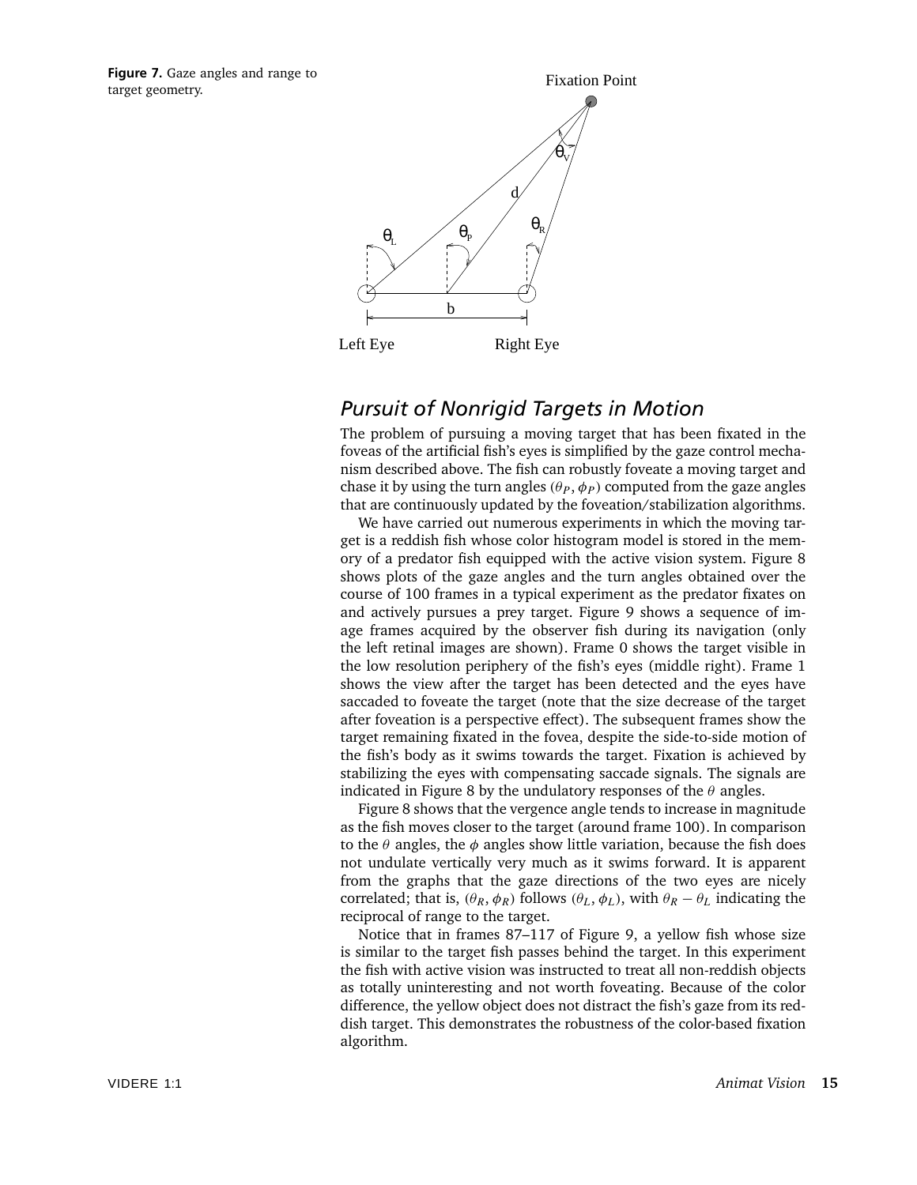**Figure 7.** Gaze angles and range to target geometry.

## *Pursuit of Nonrigid Targets in Motion*

The problem of pursuing a moving target that has been fixated in the foveas of the artificial fish's eyes is simplified by the gaze control mechanism described above. The fish can robustly foveate a moving target and chase it by using the turn angles $(\theta_P, \phi_P)$ computed from the gaze angles that are continuously updated by the foveation/stabilization algorithms.

We have carried out numerous experiments in which the moving target is a reddish fish whose color histogram model is stored in the memory of a predator fish equipped with the active vision system. Figure 8 shows plots of the gaze angles and the turn angles obtained over the course of 100 frames in a typical experiment as the predator fixates on and actively pursues a prey target. Figure 9 shows a sequence of image frames acquired by the observer fish during its navigation (only the left retinal images are shown). Frame 0 shows the target visible in the low resolution periphery of the fish's eyes (middle right). Frame 1 shows the view after the target has been detected and the eyes have saccaded to foveate the target (note that the size decrease of the target after foveation is a perspective effect). The subsequent frames show the target remaining fixated in the fovea, despite the side-to-side motion of the fish's body as it swims towards the target. Fixation is achieved by stabilizing the eyes with compensating saccade signals. The signals are indicated in Figure 8 by the undulatory responses of the $\theta$ angles.

Figure 8 shows that the vergence angle tends to increase in magnitude as the fish moves closer to the target (around frame 100). In comparison to the $\theta$ angles, the $\phi$ angles show little variation, because the fish does not undulate vertically very much as it swims forward. It is apparent from the graphs that the gaze directions of the two eyes are nicely correlated; that is, $(\theta_R, \phi_R)$ follows $(\theta_L, \phi_L)$, with $\theta_R - \theta_L$ indicating the reciprocal of range to the target.

Notice that in frames 87–117 of Figure 9, a yellow fish whose size is similar to the target fish passes behind the target. In this experiment the fish with active vision was instructed to treat all non-reddish objects as totally uninteresting and not worth foveating. Because of the color difference, the yellow object does not distract the fish's gaze from its reddish target. This demonstrates the robustness of the color-based fixation algorithm.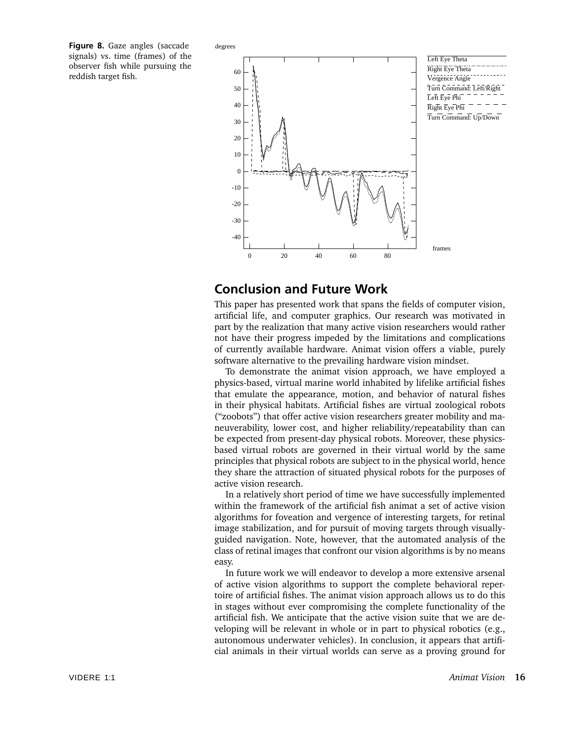**Figure 8.** Gaze angles (saccade signals) vs. time (frames) of the observer fish while pursuing the reddish target fish.

## Conclusion and Future Work

This paper has presented work that spans the fields of computer vision, artificial life, and computer graphics. Our research was motivated in part by the realization that many active vision researchers would rather not have their progress impeded by the limitations and complications of currently available hardware. Animat vision offers a viable, purely software alternative to the prevailing hardware vision mindset.

To demonstrate the animat vision approach, we have employed a physics-based, virtual marine world inhabited by lifelike artificial fishes that emulate the appearance, motion, and behavior of natural fishes in their physical habitats. Artificial fishes are virtual zoological robots ("zoobots") that offer active vision researchers greater mobility and maneuverability, lower cost, and higher reliability/repeatability than can be expected from present-day physical robots. Moreover, these physics-based virtual robots are governed in their virtual world by the same principles that physical robots are subject to in the physical world, hence they share the attraction of situated physical robots for the purposes of active vision research.

In a relatively short period of time we have successfully implemented within the framework of the artificial fish animat a set of active vision algorithms for foveation and vergence of interesting targets, for retinal image stabilization, and for pursuit of moving targets through visually-guided navigation. Note, however, that the automated analysis of the class of retinal images that confront our vision algorithms is by no means easy.

In future work we will endeavor to develop a more extensive arsenal of active vision algorithms to support the complete behavioral repertoire of artificial fishes. The animat vision approach allows us to do this in stages without ever compromising the complete functionality of the artificial fish. We anticipate that the active vision suite that we are developing will be relevant in whole or in part to physical robotics (e.g., autonomous underwater vehicles). In conclusion, it appears that artificial animals in their virtual worlds can serve as a proving ground for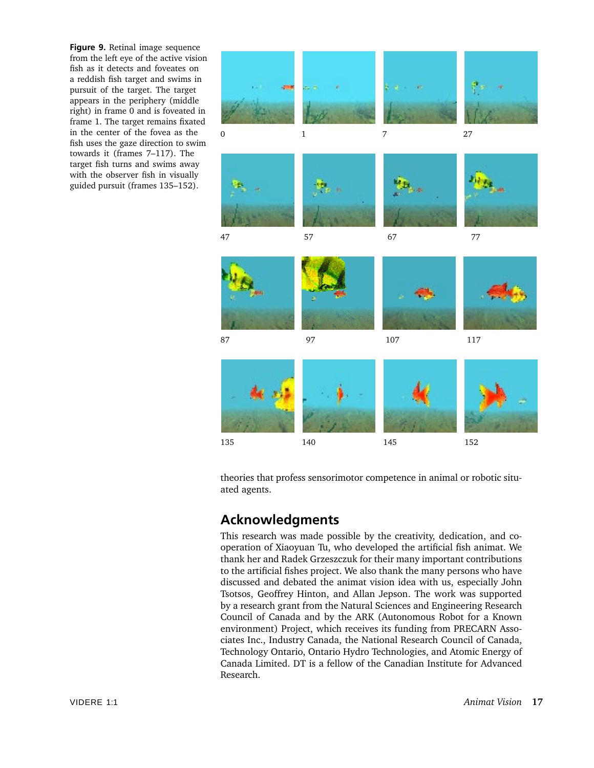**Figure 9.** Retinal image sequence from the left eye of the active vision fish as it detects and foveates on a reddish fish target and swims in pursuit of the target. The target appears in the periphery (middle right) in frame 0 and is foveated in frame 1. The target remains fixated in the center of the fovea as the fish uses the gaze direction to swim towards it (frames 7–117). The target fish turns and swims away with the observer fish in visually guided pursuit (frames 135–152).

0 1 7 27

47 57 67 77

87 97 107 117

135 140 145 152

theories that profess sensorimotor competence in animal or robotic situated agents.

## Acknowledgments

This research was made possible by the creativity, dedication, and cooperation of Xiaoyuan Tu, who developed the artificial fish animat. We thank her and Radek Grzeszczuk for their many important contributions to the artificial fishes project. We also thank the many persons who have discussed and debated the animat vision idea with us, especially John Tsotsos, Geoffrey Hinton, and Allan Jepson. The work was supported by a research grant from the Natural Sciences and Engineering Research Council of Canada and by the ARK (Autonomous Robot for a Known environment) Project, which receives its funding from PRECARN Associates Inc., Industry Canada, the National Research Council of Canada, Technology Ontario, Ontario Hydro Technologies, and Atomic Energy of Canada Limited. DT is a fellow of the Canadian Institute for Advanced Research.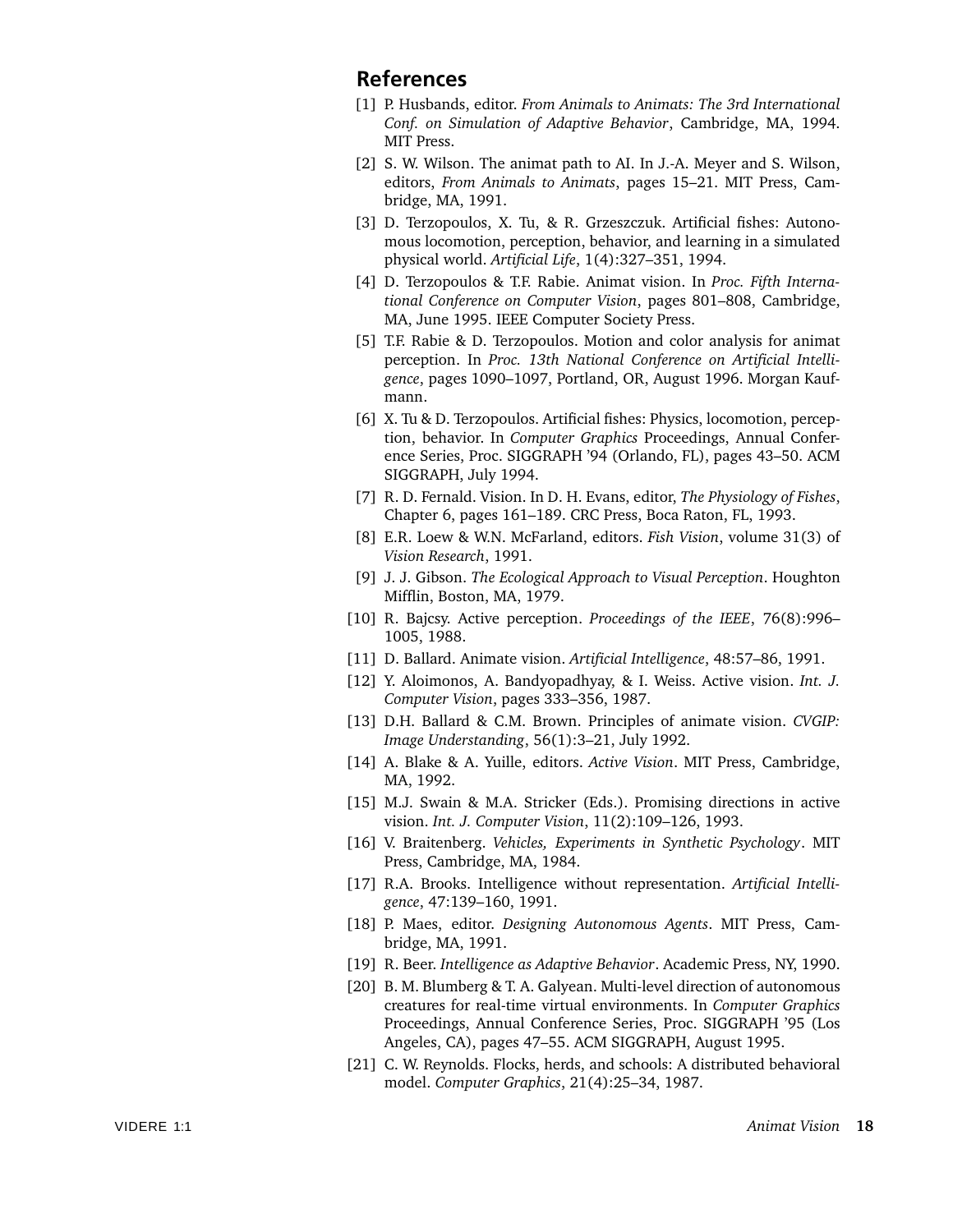## References

[1] P. Husbands, editor. *From Animals to Animats: The 3rd International Conf. on Simulation of Adaptive Behavior*, Cambridge, MA, 1994. MIT Press.

[2] S. W. Wilson. The animat path to AI. In J.-A. Meyer and S. Wilson, editors, *From Animals to Animats*, pages 15–21. MIT Press, Cambridge, MA, 1991.

[3] D. Terzopoulos, X. Tu, & R. Grzeszczuk. Artificial fishes: Autonomous locomotion, perception, behavior, and learning in a simulated physical world. *Artificial Life*, 1(4):327–351, 1994.

[4] D. Terzopoulos & T.F. Rabie. Animat vision. In *Proc. Fifth International Conference on Computer Vision*, pages 801–808, Cambridge, MA, June 1995. IEEE Computer Society Press.

[5] T.F. Rabie & D. Terzopoulos. Motion and color analysis for animat perception. In *Proc. 13th National Conference on Artificial Intelligence*, pages 1090–1097, Portland, OR, August 1996. Morgan Kaufmann.

[6] X. Tu & D. Terzopoulos. Artificial fishes: Physics, locomotion, perception, behavior. In *Computer Graphics* Proceedings, Annual Conference Series, Proc. SIGGRAPH '94 (Orlando, FL), pages 43–50. ACM SIGGRAPH, July 1994.

[7] R. D. Fernald. Vision. In D. H. Evans, editor, *The Physiology of Fishes*, Chapter 6, pages 161–189. CRC Press, Boca Raton, FL, 1993.

[8] E.R. Loew & W.N. McFarland, editors. *Fish Vision*, volume 31(3) of *Vision Research*, 1991.

[9] J. J. Gibson. *The Ecological Approach to Visual Perception*. Houghton Mifflin, Boston, MA, 1979.

[10] R. Bajcsy. Active perception. *Proceedings of the IEEE*, 76(8):996–1005, 1988.

[11] D. Ballard. Animate vision. *Artificial Intelligence*, 48:57–86, 1991.

[12] Y. Aloimonos, A. Bandyopadhyay, & I. Weiss. Active vision. *Int. J. Computer Vision*, pages 333–356, 1987.

[13] D.H. Ballard & C.M. Brown. Principles of animate vision. *CVGIP: Image Understanding*, 56(1):3–21, July 1992.

[14] A. Blake & A. Yuille, editors. *Active Vision*. MIT Press, Cambridge, MA, 1992.

[15] M.J. Swain & M.A. Stricker (Eds.). Promising directions in active vision. *Int. J. Computer Vision*, 11(2):109–126, 1993.

[16] V. Braitenberg. *Vehicles, Experiments in Synthetic Psychology*. MIT Press, Cambridge, MA, 1984.

[17] R.A. Brooks. Intelligence without representation. *Artificial Intelligence*, 47:139–160, 1991.

[18] P. Maes, editor. *Designing Autonomous Agents*. MIT Press, Cambridge, MA, 1991.

[19] R. Beer. *Intelligence as Adaptive Behavior*. Academic Press, NY, 1990.

[20] B. M. Blumberg & T. A. Galyean. Multi-level direction of autonomous creatures for real-time virtual environments. In *Computer Graphics* Proceedings, Annual Conference Series, Proc. SIGGRAPH '95 (Los Angeles, CA), pages 47–55. ACM SIGGRAPH, August 1995.

[21] C. W. Reynolds. Flocks, herds, and schools: A distributed behavioral model. *Computer Graphics*, 21(4):25–34, 1987.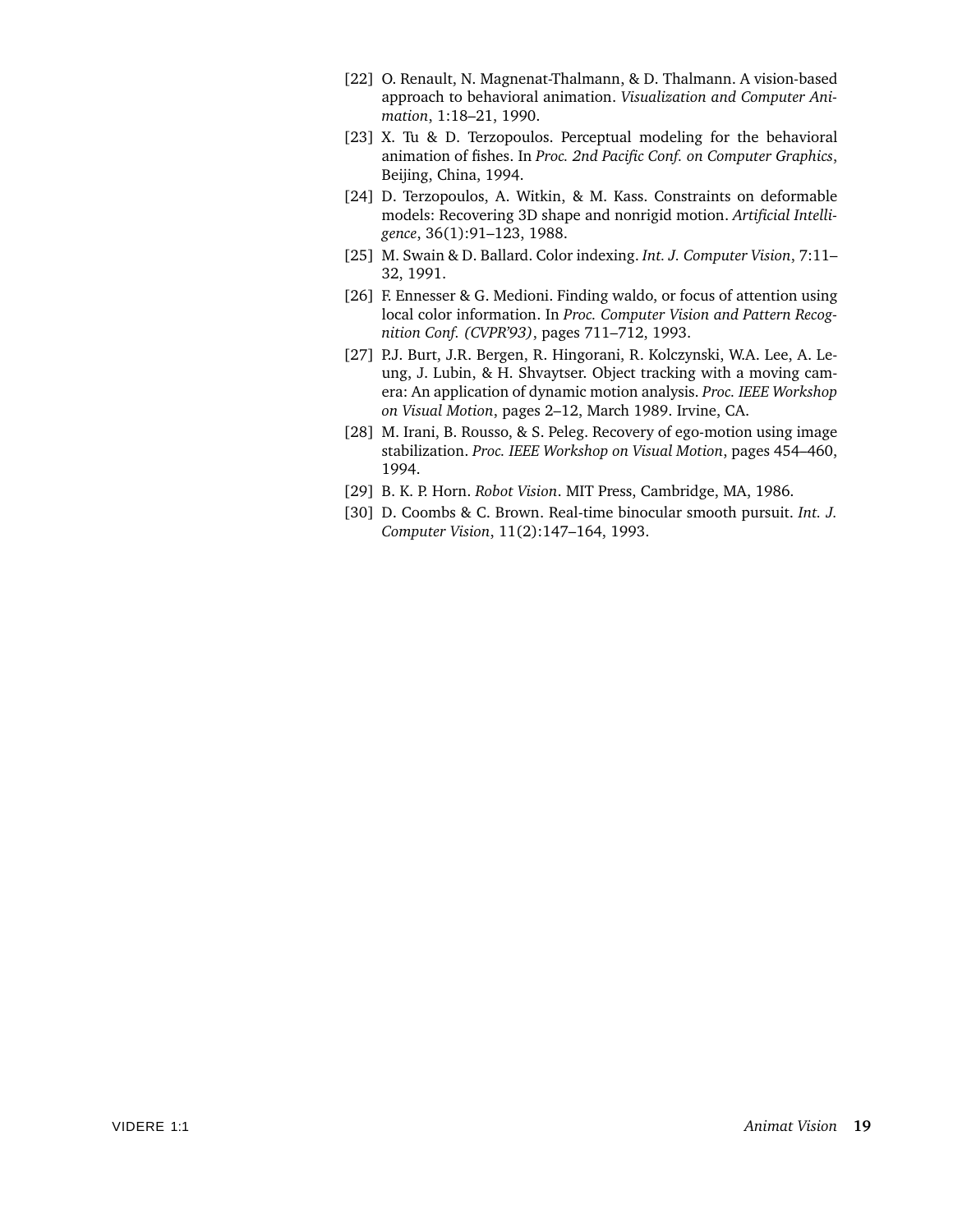[22] O. Renault, N. Magnenat-Thalmann, & D. Thalmann. A vision-based approach to behavioral animation. *Visualization and Computer Animation*, 1:18–21, 1990.

[23] X. Tu & D. Terzopoulos. Perceptual modeling for the behavioral animation of fishes. In *Proc. 2nd Pacific Conf. on Computer Graphics*, Beijing, China, 1994.

[24] D. Terzopoulos, A. Witkin, & M. Kass. Constraints on deformable models: Recovering 3D shape and nonrigid motion. *Artificial Intelligence*, 36(1):91–123, 1988.

[25] M. Swain & D. Ballard. Color indexing. *Int. J. Computer Vision*, 7:11–32, 1991.

[26] F. Ennesser & G. Medioni. Finding waldo, or focus of attention using local color information. In *Proc. Computer Vision and Pattern Recognition Conf. (CVPR'93)*, pages 711–712, 1993.

[27] P.J. Burt, J.R. Bergen, R. Hingorani, R. Kolczynski, W.A. Lee, A. Leung, J. Lubin, & H. Shvaytser. Object tracking with a moving camera: An application of dynamic motion analysis. *Proc. IEEE Workshop on Visual Motion*, pages 2–12, March 1989. Irvine, CA.

[28] M. Irani, B. Rousso, & S. Peleg. Recovery of ego-motion using image stabilization. *Proc. IEEE Workshop on Visual Motion*, pages 454–460, 1994.

[29] B. K. P. Horn. *Robot Vision*. MIT Press, Cambridge, MA, 1986.

[30] D. Coombs & C. Brown. Real-time binocular smooth pursuit. *Int. J. Computer Vision*, 11(2):147–164, 1993.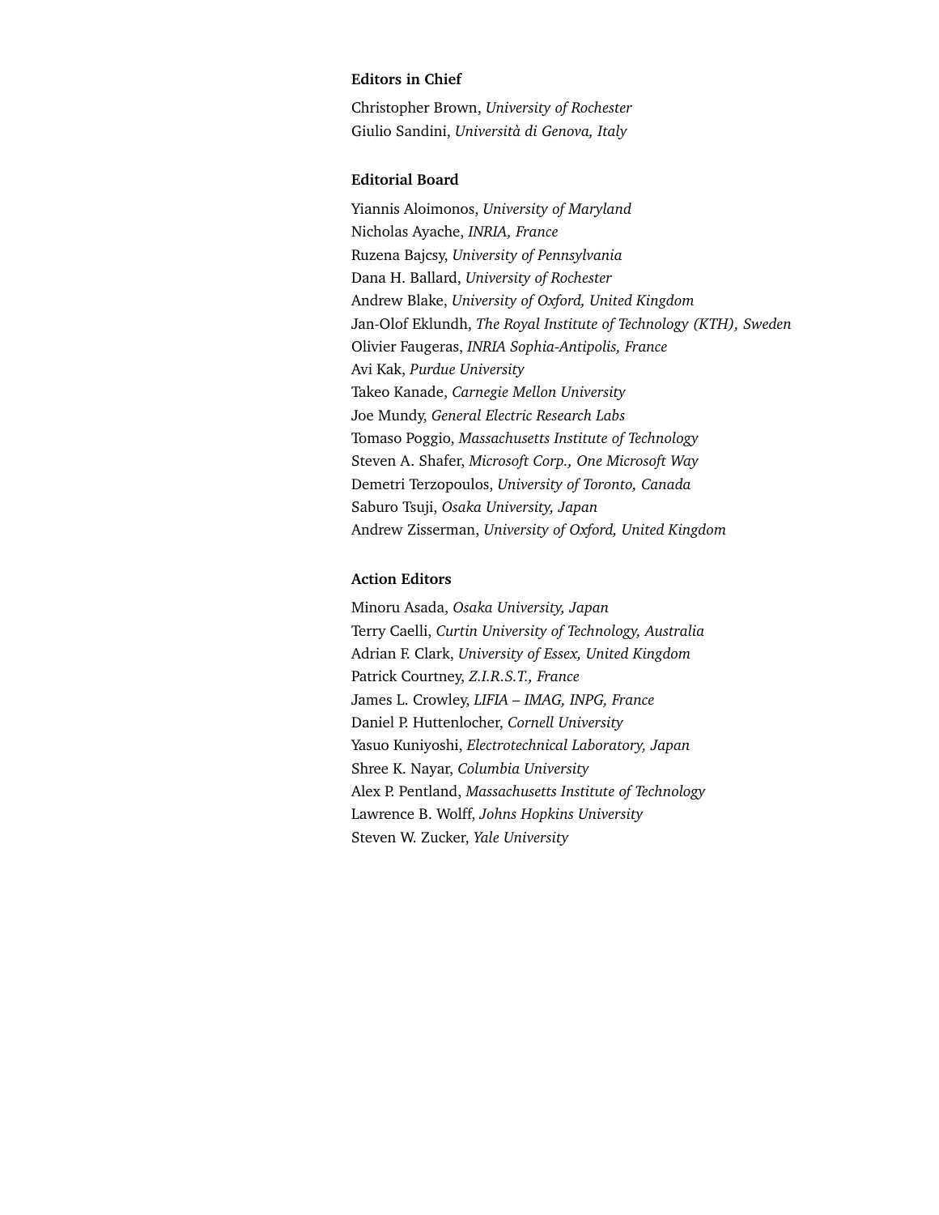**Editors in Chief**

Christopher Brown, *University of Rochester*
Giulio Sandini, *Università di Genova, Italy*

**Editorial Board**

Yiannis Aloimonos, *University of Maryland*
Nicholas Ayache, *INRIA, France*
Ruzena Bajcsy, *University of Pennsylvania*
Dana H. Ballard, *University of Rochester*
Andrew Blake, *University of Oxford, United Kingdom*
Jan-Olof Eklundh, *The Royal Institute of Technology (KTH), Sweden*
Olivier Faugeras, *INRIA Sophia-Antipolis, France*
Avi Kak, *Purdue University*
Takeo Kanade, *Carnegie Mellon University*
Joe Mundy, *General Electric Research Labs*
Tomaso Poggio, *Massachusetts Institute of Technology*
Steven A. Shafer, *Microsoft Corp., One Microsoft Way*
Demetri Terzopoulos, *University of Toronto, Canada*
Saburo Tsuji, *Osaka University, Japan*
Andrew Zisserman, *University of Oxford, United Kingdom*

**Action Editors**

Minoru Asada, *Osaka University, Japan*
Terry Caelli, *Curtin University of Technology, Australia*
Adrian F. Clark, *University of Essex, United Kingdom*
Patrick Courtney, *Z.I.R.S.T., France*
James L. Crowley, *LIFIA – IMAG, INPG, France*
Daniel P. Huttenlocher, *Cornell University*
Yasuo Kuniyoshi, *Electrotechnical Laboratory, Japan*
Shree K. Nayar, *Columbia University*
Alex P. Pentland, *Massachusetts Institute of Technology*
Lawrence B. Wolff, *Johns Hopkins University*
Steven W. Zucker, *Yale University*